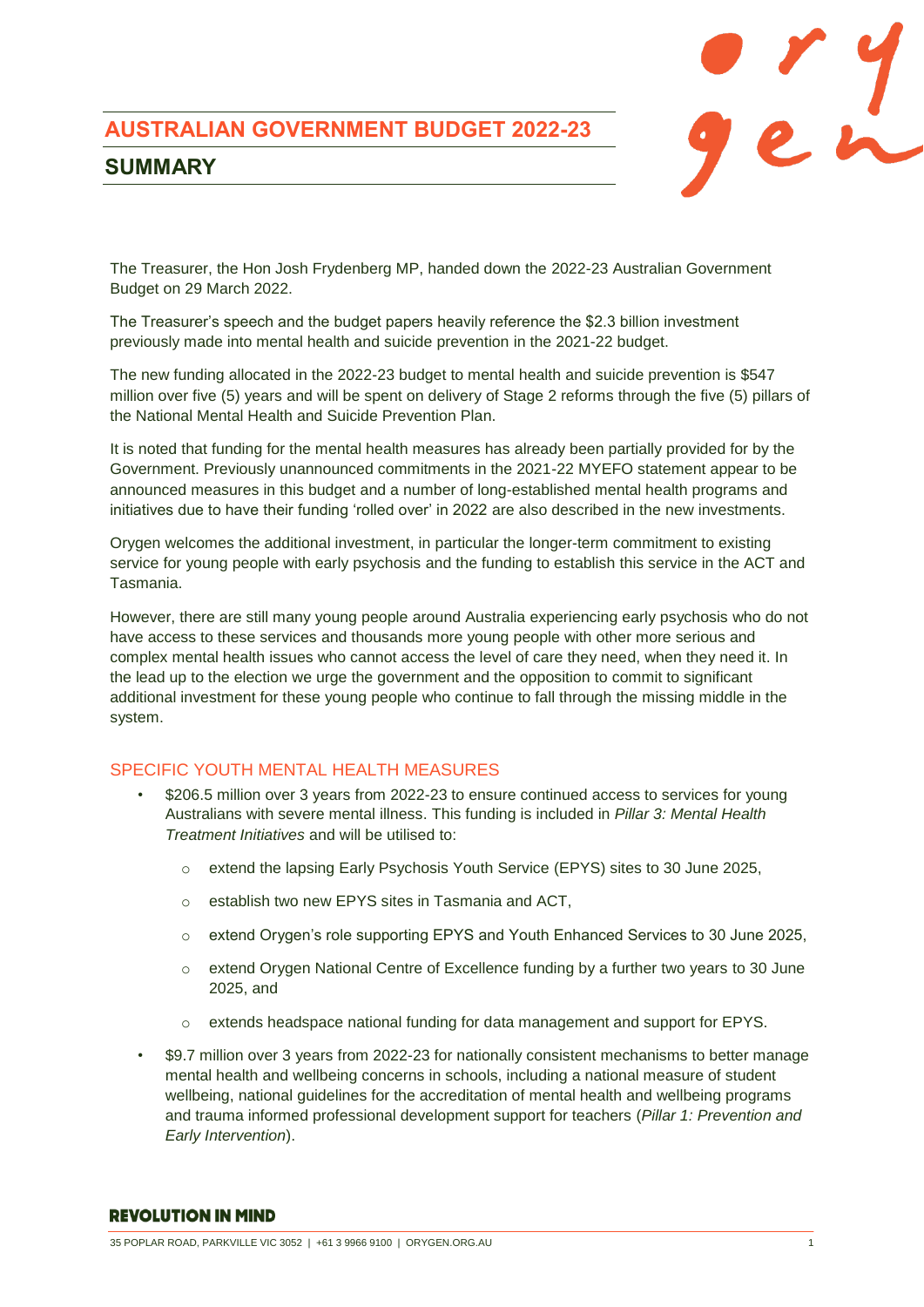# AUSTRALIAN GOVERNMENT BUDGET 2022-23

## SUMMARY

The Treasurer, the Hon Josh Frydenberg MP, handed down the 2022-23 Australian Government Budget on 29 March 2022.

The Treasurer's speech and the budget papers heavily reference the $2.3 billion investment previously made into mental health and suicide prevention in the 2021-22 budget.

The new funding allocated in the 2022-23 budget to mental health and suicide prevention is $547 million over five (5) years and will be spent on delivery of Stage 2 reforms through the five (5) pillars of the National Mental Health and Suicide Prevention Plan.

It is noted that funding for the mental health measures has already been partially provided for by the Government. Previously unannounced commitments in the 2021-22 MYEFO statement appear to be announced measures in this budget and a number of long-established mental health programs and initiatives due to have their funding 'rolled over' in 2022 are also described in the new investments.

Orygen welcomes the additional investment, in particular the longer-term commitment to existing service for young people with early psychosis and the funding to establish this service in the ACT and Tasmania.

However, there are still many young people around Australia experiencing early psychosis who do not have access to these services and thousands more young people with other more serious and complex mental health issues who cannot access the level of care they need, when they need it. In the lead up to the election we urge the government and the opposition to commit to significant additional investment for these young people who continue to fall through the missing middle in the system.

### SPECIFIC YOUTH MENTAL HEALTH MEASURES

- $206.5 million over 3 years from 2022-23 to ensure continued access to services for young Australians with severe mental illness. This funding is included in *Pillar 3: Mental Health Treatment Initiatives* and will be utilised to:
  - extend the lapsing Early Psychosis Youth Service (EPYS) sites to 30 June 2025,
  - establish two new EPYS sites in Tasmania and ACT,
  - extend Orygen's role supporting EPYS and Youth Enhanced Services to 30 June 2025,
  - extend Orygen National Centre of Excellence funding by a further two years to 30 June 2025, and
  - extends headspace national funding for data management and support for EPYS.
- $9.7 million over 3 years from 2022-23 for nationally consistent mechanisms to better manage mental health and wellbeing concerns in schools, including a national measure of student wellbeing, national guidelines for the accreditation of mental health and wellbeing programs and trauma informed professional development support for teachers (*Pillar 1: Prevention and Early Intervention*).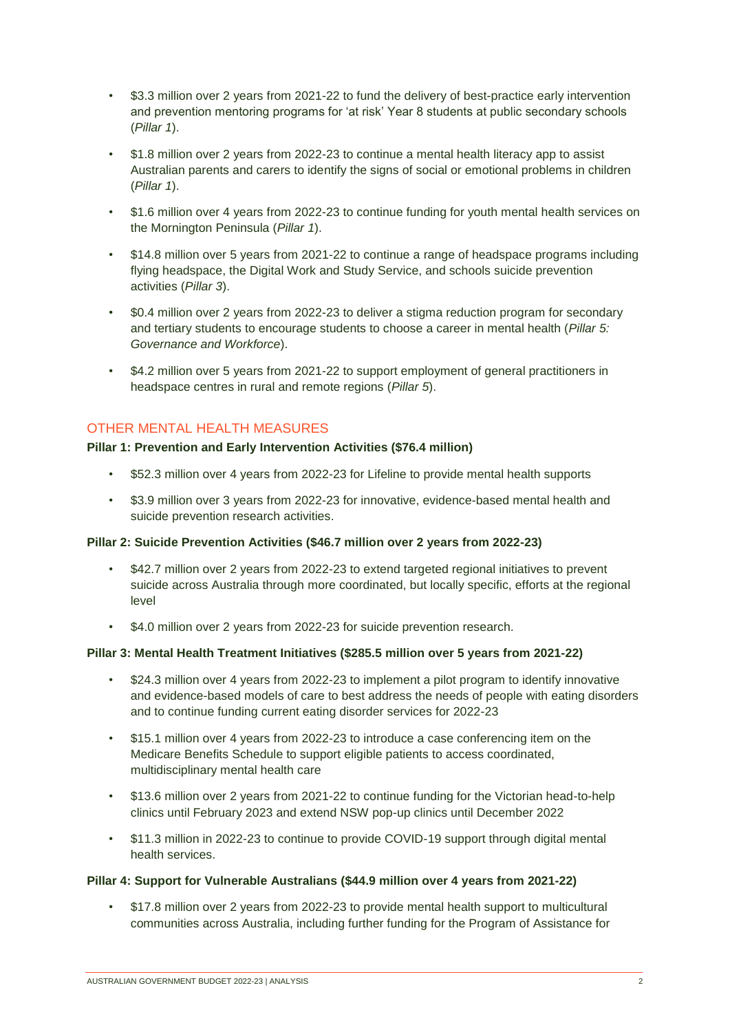- $3.3 million over 2 years from 2021-22 to fund the delivery of best-practice early intervention and prevention mentoring programs for 'at risk' Year 8 students at public secondary schools (*Pillar 1*).
- $1.8 million over 2 years from 2022-23 to continue a mental health literacy app to assist Australian parents and carers to identify the signs of social or emotional problems in children (*Pillar 1*).
- $1.6 million over 4 years from 2022-23 to continue funding for youth mental health services on the Mornington Peninsula (*Pillar 1*).
- $14.8 million over 5 years from 2021-22 to continue a range of headspace programs including flying headspace, the Digital Work and Study Service, and schools suicide prevention activities (*Pillar 3*).
- $0.4 million over 2 years from 2022-23 to deliver a stigma reduction program for secondary and tertiary students to encourage students to choose a career in mental health (*Pillar 5: Governance and Workforce*).
- $4.2 million over 5 years from 2021-22 to support employment of general practitioners in headspace centres in rural and remote regions (*Pillar 5*).

## OTHER MENTAL HEALTH MEASURES

**Pillar 1: Prevention and Early Intervention Activities ($76.4 million)**

- $52.3 million over 4 years from 2022-23 for Lifeline to provide mental health supports
- $3.9 million over 3 years from 2022-23 for innovative, evidence-based mental health and suicide prevention research activities.

**Pillar 2: Suicide Prevention Activities ($46.7 million over 2 years from 2022-23)**

- $42.7 million over 2 years from 2022-23 to extend targeted regional initiatives to prevent suicide across Australia through more coordinated, but locally specific, efforts at the regional level
- $4.0 million over 2 years from 2022-23 for suicide prevention research.

**Pillar 3: Mental Health Treatment Initiatives ($285.5 million over 5 years from 2021-22)**

- $24.3 million over 4 years from 2022-23 to implement a pilot program to identify innovative and evidence-based models of care to best address the needs of people with eating disorders and to continue funding current eating disorder services for 2022-23
- $15.1 million over 4 years from 2022-23 to introduce a case conferencing item on the Medicare Benefits Schedule to support eligible patients to access coordinated, multidisciplinary mental health care
- $13.6 million over 2 years from 2021-22 to continue funding for the Victorian head-to-help clinics until February 2023 and extend NSW pop-up clinics until December 2022
- $11.3 million in 2022-23 to continue to provide COVID-19 support through digital mental health services.

**Pillar 4: Support for Vulnerable Australians ($44.9 million over 4 years from 2021-22)**

- $17.8 million over 2 years from 2022-23 to provide mental health support to multicultural communities across Australia, including further funding for the Program of Assistance for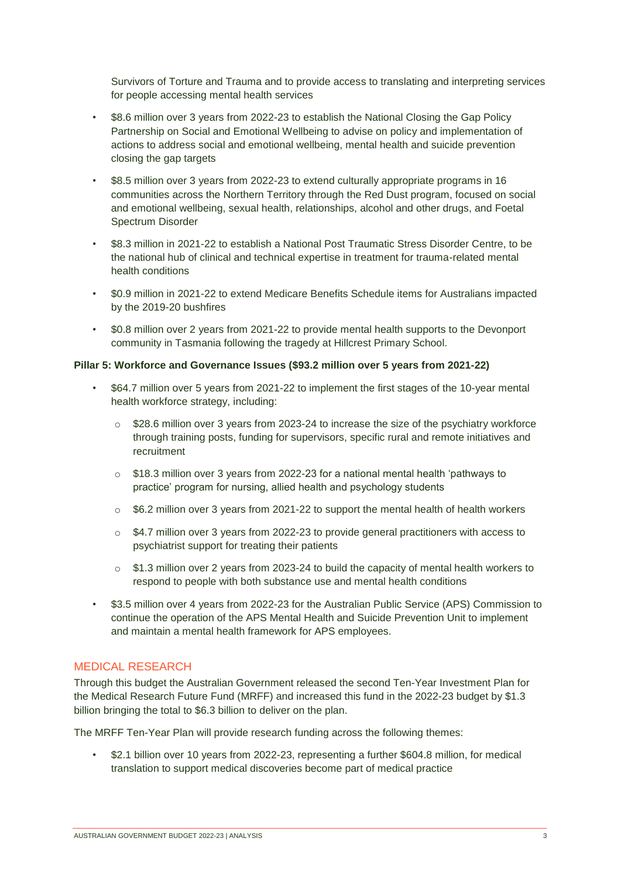Survivors of Torture and Trauma and to provide access to translating and interpreting services for people accessing mental health services

- $8.6 million over 3 years from 2022-23 to establish the National Closing the Gap Policy Partnership on Social and Emotional Wellbeing to advise on policy and implementation of actions to address social and emotional wellbeing, mental health and suicide prevention closing the gap targets
- $8.5 million over 3 years from 2022-23 to extend culturally appropriate programs in 16 communities across the Northern Territory through the Red Dust program, focused on social and emotional wellbeing, sexual health, relationships, alcohol and other drugs, and Foetal Spectrum Disorder
- $8.3 million in 2021-22 to establish a National Post Traumatic Stress Disorder Centre, to be the national hub of clinical and technical expertise in treatment for trauma-related mental health conditions
- $0.9 million in 2021-22 to extend Medicare Benefits Schedule items for Australians impacted by the 2019-20 bushfires
- $0.8 million over 2 years from 2021-22 to provide mental health supports to the Devonport community in Tasmania following the tragedy at Hillcrest Primary School.

**Pillar 5: Workforce and Governance Issues ($93.2 million over 5 years from 2021-22)**

- $64.7 million over 5 years from 2021-22 to implement the first stages of the 10-year mental health workforce strategy, including:
  - $28.6 million over 3 years from 2023-24 to increase the size of the psychiatry workforce through training posts, funding for supervisors, specific rural and remote initiatives and recruitment
  - $18.3 million over 3 years from 2022-23 for a national mental health 'pathways to practice' program for nursing, allied health and psychology students
  - $6.2 million over 3 years from 2021-22 to support the mental health of health workers
  - $4.7 million over 3 years from 2022-23 to provide general practitioners with access to psychiatrist support for treating their patients
  - $1.3 million over 2 years from 2023-24 to build the capacity of mental health workers to respond to people with both substance use and mental health conditions
- $3.5 million over 4 years from 2022-23 for the Australian Public Service (APS) Commission to continue the operation of the APS Mental Health and Suicide Prevention Unit to implement and maintain a mental health framework for APS employees.

## MEDICAL RESEARCH

Through this budget the Australian Government released the second Ten-Year Investment Plan for the Medical Research Future Fund (MRFF) and increased this fund in the 2022-23 budget by $1.3 billion bringing the total to $6.3 billion to deliver on the plan.

The MRFF Ten-Year Plan will provide research funding across the following themes:

- $2.1 billion over 10 years from 2022-23, representing a further $604.8 million, for medical translation to support medical discoveries become part of medical practice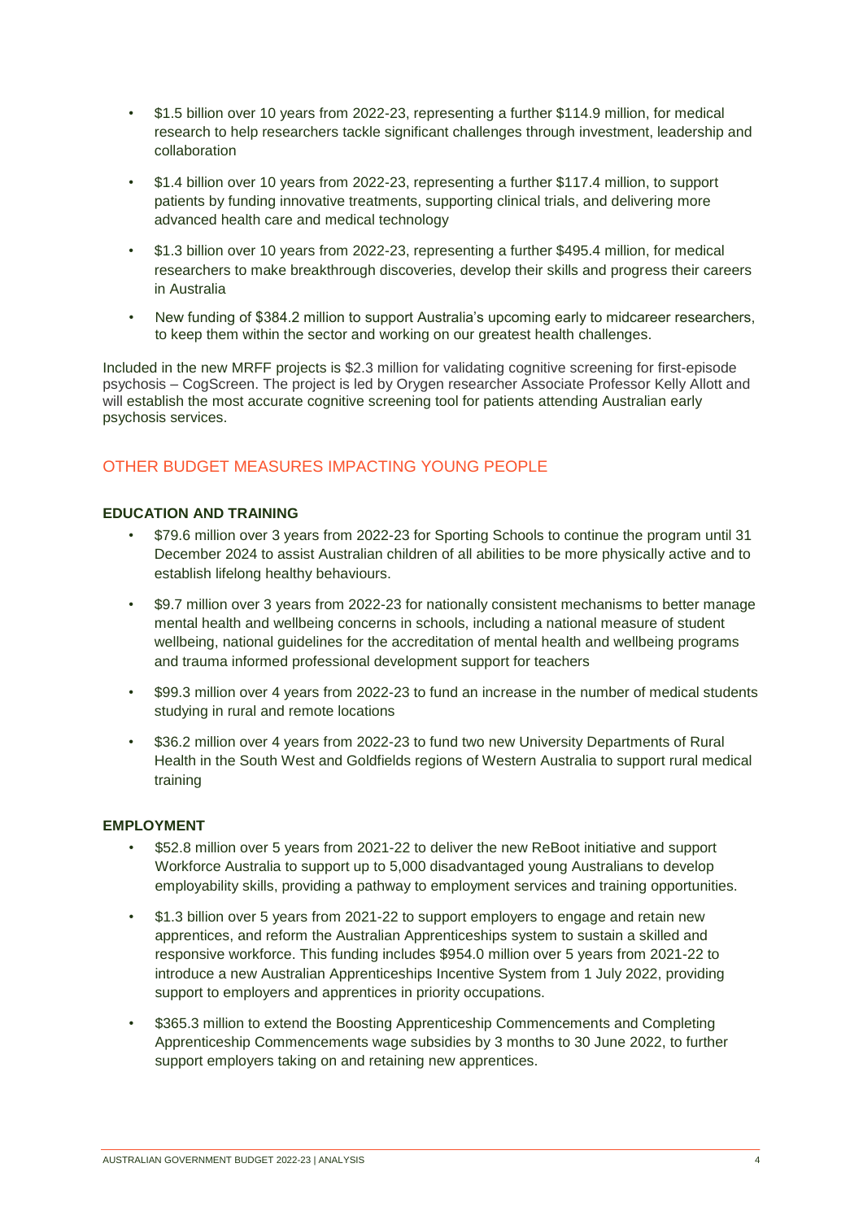- $1.5 billion over 10 years from 2022-23, representing a further $114.9 million, for medical research to help researchers tackle significant challenges through investment, leadership and collaboration
- $1.4 billion over 10 years from 2022-23, representing a further $117.4 million, to support patients by funding innovative treatments, supporting clinical trials, and delivering more advanced health care and medical technology
- $1.3 billion over 10 years from 2022-23, representing a further $495.4 million, for medical researchers to make breakthrough discoveries, develop their skills and progress their careers in Australia
- New funding of $384.2 million to support Australia's upcoming early to midcareer researchers, to keep them within the sector and working on our greatest health challenges.

Included in the new MRFF projects is $2.3 million for validating cognitive screening for first-episode psychosis – CogScreen. The project is led by Orygen researcher Associate Professor Kelly Allott and will establish the most accurate cognitive screening tool for patients attending Australian early psychosis services.

## OTHER BUDGET MEASURES IMPACTING YOUNG PEOPLE

### EDUCATION AND TRAINING

- $79.6 million over 3 years from 2022-23 for Sporting Schools to continue the program until 31 December 2024 to assist Australian children of all abilities to be more physically active and to establish lifelong healthy behaviours.
- $9.7 million over 3 years from 2022-23 for nationally consistent mechanisms to better manage mental health and wellbeing concerns in schools, including a national measure of student wellbeing, national guidelines for the accreditation of mental health and wellbeing programs and trauma informed professional development support for teachers
- $99.3 million over 4 years from 2022-23 to fund an increase in the number of medical students studying in rural and remote locations
- $36.2 million over 4 years from 2022-23 to fund two new University Departments of Rural Health in the South West and Goldfields regions of Western Australia to support rural medical training

### EMPLOYMENT

- $52.8 million over 5 years from 2021-22 to deliver the new ReBoot initiative and support Workforce Australia to support up to 5,000 disadvantaged young Australians to develop employability skills, providing a pathway to employment services and training opportunities.
- $1.3 billion over 5 years from 2021-22 to support employers to engage and retain new apprentices, and reform the Australian Apprenticeships system to sustain a skilled and responsive workforce. This funding includes $954.0 million over 5 years from 2021-22 to introduce a new Australian Apprenticeships Incentive System from 1 July 2022, providing support to employers and apprentices in priority occupations.
- $365.3 million to extend the Boosting Apprenticeship Commencements and Completing Apprenticeship Commencements wage subsidies by 3 months to 30 June 2022, to further support employers taking on and retaining new apprentices.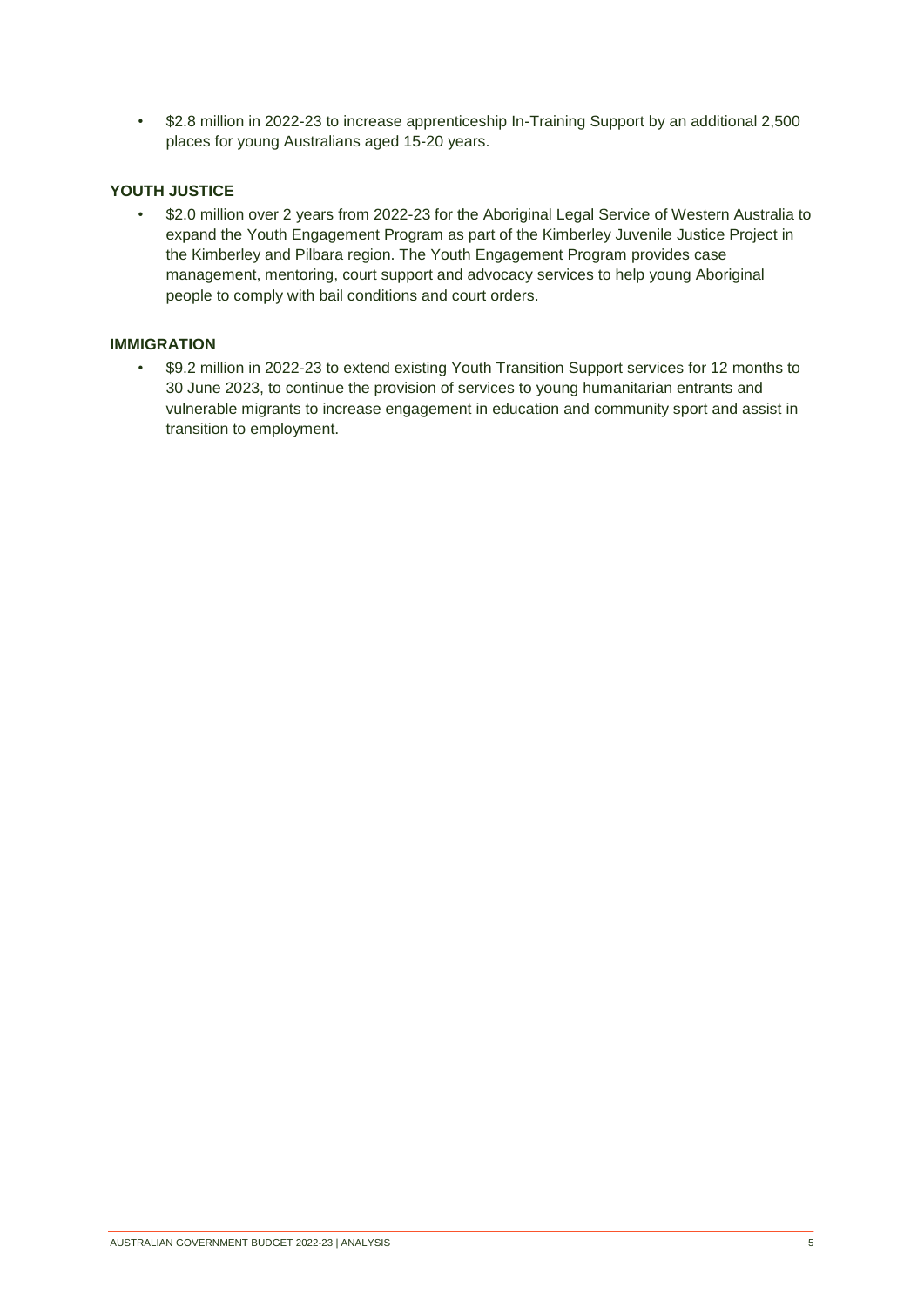- $2.8 million in 2022-23 to increase apprenticeship In-Training Support by an additional 2,500 places for young Australians aged 15-20 years.

**YOUTH JUSTICE**

- $2.0 million over 2 years from 2022-23 for the Aboriginal Legal Service of Western Australia to expand the Youth Engagement Program as part of the Kimberley Juvenile Justice Project in the Kimberley and Pilbara region. The Youth Engagement Program provides case management, mentoring, court support and advocacy services to help young Aboriginal people to comply with bail conditions and court orders.

**IMMIGRATION**

- $9.2 million in 2022-23 to extend existing Youth Transition Support services for 12 months to 30 June 2023, to continue the provision of services to young humanitarian entrants and vulnerable migrants to increase engagement in education and community sport and assist in transition to employment.